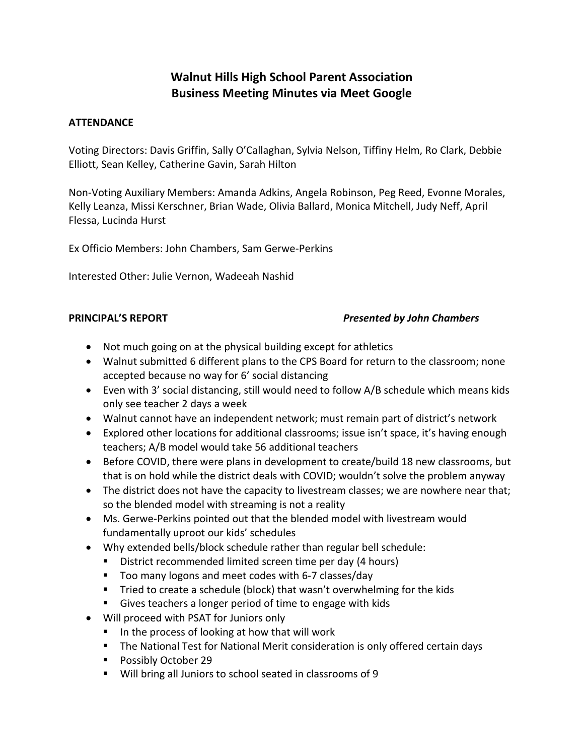# Walnut Hills High School Parent Association
# Business Meeting Minutes via Meet Google

**ATTENDANCE**

Voting Directors: Davis Griffin, Sally O'Callaghan, Sylvia Nelson, Tiffiny Helm, Ro Clark, Debbie Elliott, Sean Kelley, Catherine Gavin, Sarah Hilton

Non-Voting Auxiliary Members: Amanda Adkins, Angela Robinson, Peg Reed, Evonne Morales, Kelly Leanza, Missi Kerschner, Brian Wade, Olivia Ballard, Monica Mitchell, Judy Neff, April Flessa, Lucinda Hurst

Ex Officio Members: John Chambers, Sam Gerwe-Perkins

Interested Other: Julie Vernon, Wadeeah Nashid

**PRINCIPAL'S REPORT** *Presented by John Chambers*

- Not much going on at the physical building except for athletics
- Walnut submitted 6 different plans to the CPS Board for return to the classroom; none accepted because no way for 6' social distancing
- Even with 3' social distancing, still would need to follow A/B schedule which means kids only see teacher 2 days a week
- Walnut cannot have an independent network; must remain part of district's network
- Explored other locations for additional classrooms; issue isn't space, it's having enough teachers; A/B model would take 56 additional teachers
- Before COVID, there were plans in development to create/build 18 new classrooms, but that is on hold while the district deals with COVID; wouldn't solve the problem anyway
- The district does not have the capacity to livestream classes; we are nowhere near that; so the blended model with streaming is not a reality
- Ms. Gerwe-Perkins pointed out that the blended model with livestream would fundamentally uproot our kids' schedules
- Why extended bells/block schedule rather than regular bell schedule:
  - District recommended limited screen time per day (4 hours)
  - Too many logons and meet codes with 6-7 classes/day
  - Tried to create a schedule (block) that wasn't overwhelming for the kids
  - Gives teachers a longer period of time to engage with kids
- Will proceed with PSAT for Juniors only
  - In the process of looking at how that will work
  - The National Test for National Merit consideration is only offered certain days
  - Possibly October 29
  - Will bring all Juniors to school seated in classrooms of 9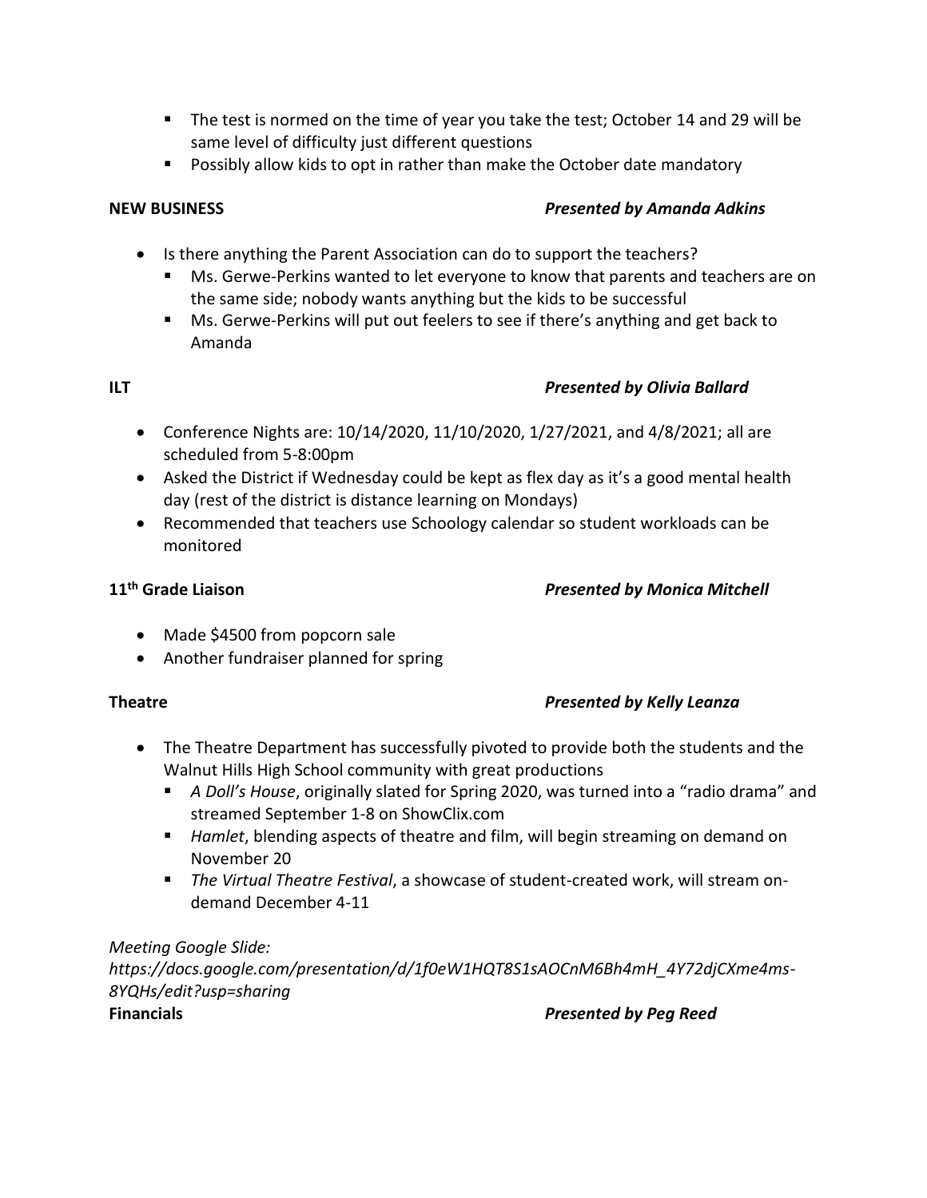- The test is normed on the time of year you take the test; October 14 and 29 will be same level of difficulty just different questions
   - Possibly allow kids to opt in rather than make the October date mandatory

**NEW BUSINESS** *Presented by Amanda Adkins*

- Is there anything the Parent Association can do to support the teachers?
  - Ms. Gerwe-Perkins wanted to let everyone to know that parents and teachers are on the same side; nobody wants anything but the kids to be successful
  - Ms. Gerwe-Perkins will put out feelers to see if there's anything and get back to Amanda

**ILT** *Presented by Olivia Ballard*

- Conference Nights are: 10/14/2020, 11/10/2020, 1/27/2021, and 4/8/2021; all are scheduled from 5-8:00pm
- Asked the District if Wednesday could be kept as flex day as it's a good mental health day (rest of the district is distance learning on Mondays)
- Recommended that teachers use Schoology calendar so student workloads can be monitored

**11th Grade Liaison** *Presented by Monica Mitchell*

- Made $4500 from popcorn sale
- Another fundraiser planned for spring

**Theatre** *Presented by Kelly Leanza*

- The Theatre Department has successfully pivoted to provide both the students and the Walnut Hills High School community with great productions
  - *A Doll's House*, originally slated for Spring 2020, was turned into a "radio drama" and streamed September 1-8 on ShowClix.com
  - *Hamlet*, blending aspects of theatre and film, will begin streaming on demand on November 20
  - *The Virtual Theatre Festival*, a showcase of student-created work, will stream on-demand December 4-11

*Meeting Google Slide: https://docs.google.com/presentation/d/1f0eW1HQT8S1sAOCnM6Bh4mH_4Y72djCXme4ms-8YQHs/edit?usp=sharing*

**Financials** *Presented by Peg Reed*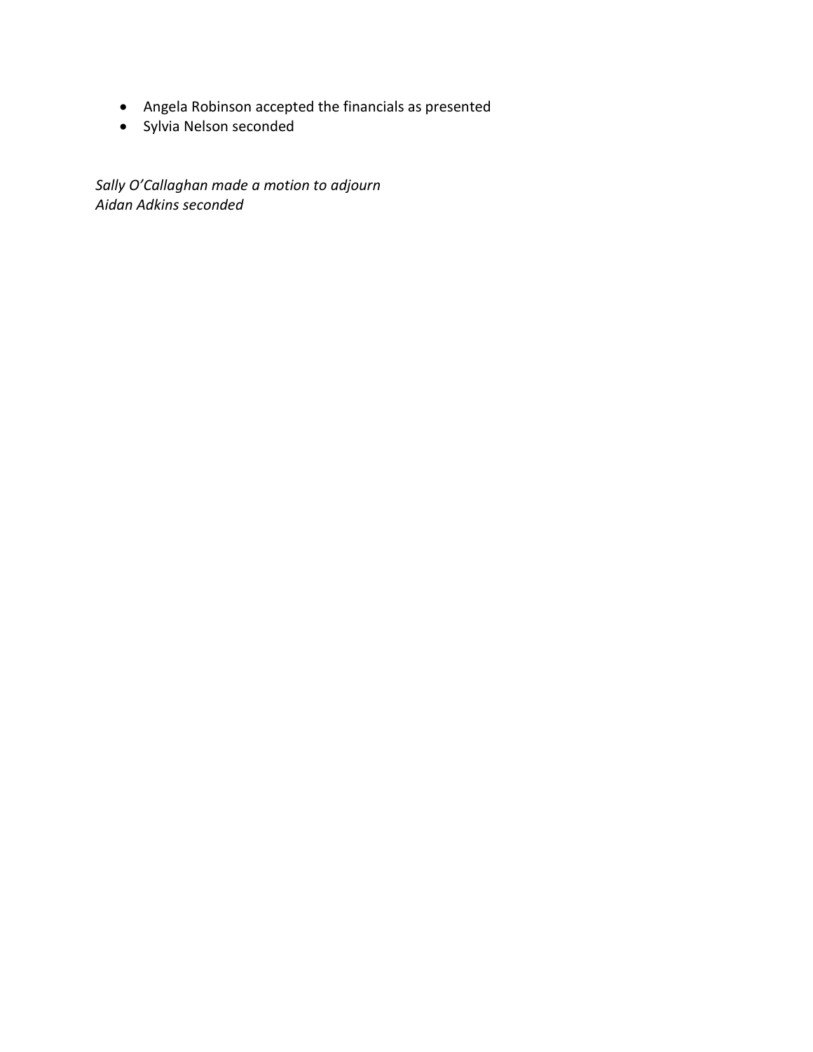- Angela Robinson accepted the financials as presented
- Sylvia Nelson seconded

*Sally O'Callaghan made a motion to adjourn*
*Aidan Adkins seconded*